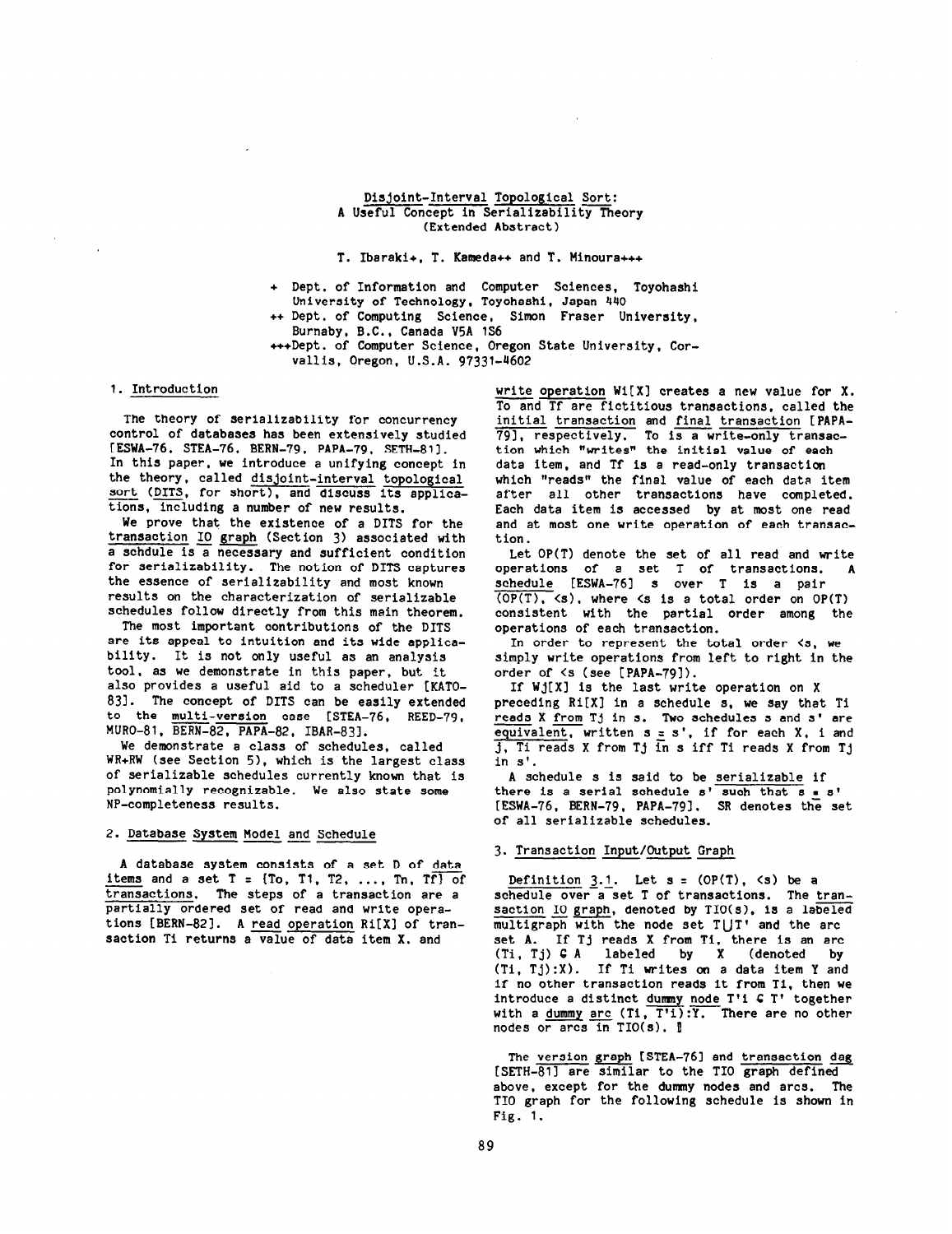# Disjoint-Interval Topological Sort: A Useful Concept in Serializability Theory (Extended Abstract)

T. Ibaraki+, T. Kameda++ and T. Minoura+++

+ Dept. of Information and Computer Sciences, Toyohashi University of Technology, Toyohashi, Japan 440

++ Dept. of Computing Science, Simon Fraser University, Burnaby, B.C., Canada V5A 1S6

+++Dept. of Computer Science, Oregon State University, Corvallis, Oregon, U.S.A. 97331-4602

## 1. Introduction

The theory of serializability for concurrency control of databases has been extensively studied [ESWA-76, STEA-76, BERN-79, PAPA-79, SETH-81]. In this paper, we introduce a unifying concept in the theory, called disjoint-interval topological sort (DITS, for short), and discuss its applications, including a number of new results.

We prove that the existence of a DITS for the transaction IO graph (Section 3) associated with a schdule is a necessary and sufficient condition for serializability. The notion of DITS captures the essence of serializability and most known results on the characterization of serializable schedules follow directly from this main theorem.

The most important contributions of the DITS are its appeal to intuition and its wide applicability. It is not only useful as an analysis tool, as we demonstrate in this paper, but it also provides a useful aid to a scheduler [KATO-83]. The concept of DITS can be easily extended to the multi-version case [STEA-76, REED-79, MURO-81, BERN-82, PAPA-82, IBAR-83].

We demonstrate a class of schedules, called WR+RW (see Section 5), which is the largest class of serializable schedules currently known that is polynomially recognizable. We also state some NP-completeness results.

## 2. Database System Model and Schedule

A database system consists of a set D of data items and a set T = {To, T1, T2, ..., Tn, Tf} of transactions. The steps of a transaction are a partially ordered set of read and write operations [BERN-82]. A read operation Ri[X] of transaction Ti returns a value of data item X, and write operation Wi[X] creates a new value for X. To and Tf are fictitious transactions, called the initial transaction and final transaction [PAPA-79], respectively. To is a write-only transaction which "writes" the initial value of each data item, and Tf is a read-only transaction which "reads" the final value of each data item after all other transactions have completed. Each data item is accessed by at most one read and at most one write operation of each transaction.

Let OP(T) denote the set of all read and write operations of a set T of transactions. A schedule [ESWA-76] s over T is a pair (OP(T), <s), where <s is a total order on OP(T) consistent with the partial order among the operations of each transaction.

In order to represent the total order <s, we simply write operations from left to right in the order of <s (see [PAPA-79]).

If Wj[X] is the last write operation on X preceding Ri[X] in a schedule s, we say that Ti reads X from Tj in s. Two schedules s and s' are equivalent, written s ≡ s', if for each X, i and j, Ti reads X from Tj in s iff Ti reads X from Tj in s'.

A schedule s is said to be serializable if there is a serial schedule s' such that s ≡ s' [ESWA-76, BERN-79, PAPA-79]. SR denotes the set of all serializable schedules.

## 3. Transaction Input/Output Graph

Definition 3.1. Let s = (OP(T), <s) be a schedule over a set T of transactions. The transaction IO graph, denoted by TIO(s), is a labeled multigraph with the node set T∪T' and the arc set A. If Tj reads X from Ti, there is an arc (Ti, Tj) ∈ A labeled by X (denoted by (Ti, Tj):X). If Ti writes on a data item Y and if no other transaction reads it from Ti, then we introduce a distinct dummy node T'i ∈ T' together with a dummy arc (Ti, T'i):Y. There are no other nodes or arcs in TIO(s). ∎

The version graph [STEA-76] and transaction dag [SETH-81] are similar to the TIO graph defined above, except for the dummy nodes and arcs. The TIO graph for the following schedule is shown in Fig. 1.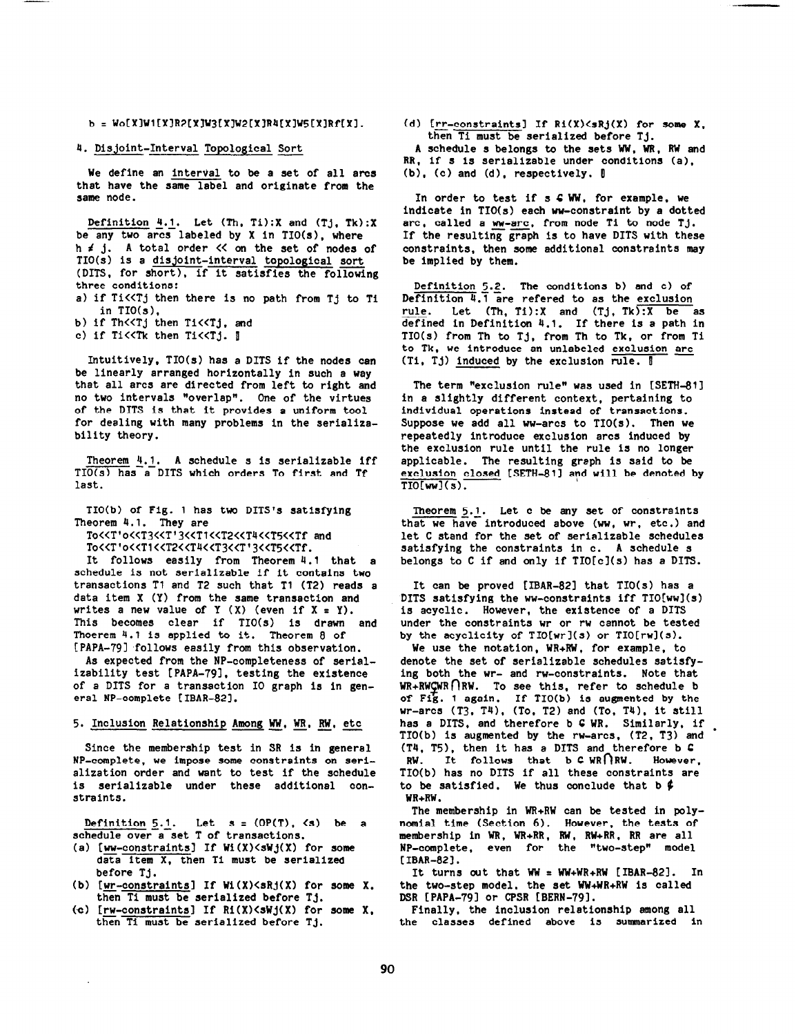$b = W_0[X]W_1[X]R_2[X]W_3[X]W_2[X]R_4[X]W_5[X]R_f[X].$

## 4. Disjoint-Interval Topological Sort

We define an interval to be a set of all arcs that have the same label and originate from the same node.

Definition 4.1. Let (Th, Ti):X and (Tj, Tk):X be any two arcs labeled by X in TIO(s), where $h \neq j$. A total order << on the set of nodes of TIO(s) is a disjoint-interval topological sort (DITS, for short), if it satisfies the following three conditions:

a) if Ti<<Tj then there is no path from Tj to Ti in TIO(s),
b) if Th<<Tj then Ti<<Tj, and
c) if Ti<<Tk then Ti<<Tj. ∎

Intuitively, TIO(s) has a DITS if the nodes can be linearly arranged horizontally in such a way that all arcs are directed from left to right and no two intervals "overlap". One of the virtues of the DITS is that it provides a uniform tool for dealing with many problems in the serializability theory.

Theorem 4.1. A schedule s is serializable iff TIO(s) has a DITS which orders To first and Tf last.

TIO(b) of Fig. 1 has two DITS's satisfying Theorem 4.1. They are

To<<T'o<<T3<<T'3<<T1<<T2<<T4<<T5<<Tf and
To<<T'o<<T1<<T2<<T4<<T3<<T'3<<T5<<Tf.

It follows easily from Theorem 4.1 that a schedule is not serializable if it contains two transactions T1 and T2 such that T1 (T2) reads a data item X (Y) from the same transaction and writes a new value of Y (X) (even if X = Y). This becomes clear if TIO(s) is drawn and Thoerem 4.1 is applied to it. Theorem 8 of [PAPA-79] follows easily from this observation.

As expected from the NP-completeness of serializability test [PAPA-79], testing the existence of a DITS for a transaction IO graph is in general NP-complete [IBAR-82].

## 5. Inclusion Relationship Among WW, WR, RW, etc

Since the membership test in SR is in general NP-complete, we impose some constraints on serialization order and want to test if the schedule is serializable under these additional constraints.

Definition 5.1. Let s = (OP(T), <s) be a schedule over a set T of transactions.

(a) [ww-constraints] If Wi(X)<sWj(X) for some data item X, then Ti must be serialized before Tj.
(b) [wr-constraints] If Wi(X)<sRj(X) for some X, then Ti must be serialized before Tj.
(c) [rw-constraints] If Ri(X)<sWj(X) for some X, then Ti must be serialized before Tj.
(d) [rr-constraints] If Ri(X)<sRj(X) for some X, then Ti must be serialized before Tj.

A schedule s belongs to the sets WW, WR, RW and RR, if s is serializable under conditions (a), (b), (c) and (d), respectively. ∎

In order to test if s ∈ WW, for example, we indicate in TIO(s) each ww-constraint by a dotted arc, called a ww-arc, from node Ti to node Tj. If the resulting graph is to have DITS with these constraints, then some additional constraints may be implied by them.

Definition 5.2. The conditions b) and c) of Definition 4.1 are refered to as the exclusion rule. Let (Th, Ti):X and (Tj, Tk):X be as defined in Definition 4.1. If there is a path in TIO(s) from Th to Tj, from Th to Tk, or from Ti to Tk, we introduce an unlabeled exclusion arc (Ti, Tj) induced by the exclusion rule. ∎

The term "exclusion rule" was used in [SETH-81] in a slightly different context, pertaining to individual operations instead of transactions. Suppose we add all ww-arcs to TIO(s). Then we repeatedly introduce exclusion arcs induced by the exclusion rule until the rule is no longer applicable. The resulting graph is said to be exclusion closed [SETH-81] and will be denoted by TIO[ww](s).

Theorem 5.1. Let c be any set of constraints that we have introduced above (ww, wr, etc.) and let C stand for the set of serializable schedules satisfying the constraints in c. A schedule s belongs to C if and only if TIO[c](s) has a DITS.

It can be proved [IBAR-82] that TIO(s) has a DITS satisfying the ww-constraints iff TIO[ww](s) is acyclic. However, the existence of a DITS under the constraints wr or rw cannot be tested by the acyclicity of TIO[wr](s) or TIO[rw](s).

We use the notation, WR+RW, for example, to denote the set of serializable schedules satisfying both the wr- and rw-constraints. Note that WR+RW⊊WR∩RW. To see this, refer to schedule b of Fig. 1 again. If TIO(b) is augmented by the wr-arcs (T3, T4), (To, T2) and (To, T4), it still has a DITS, and therefore b ∈ WR. Similarly, if TIO(b) is augmented by the rw-arcs, (T2, T3) and (T4, T5), then it has a DITS and therefore b ∈ RW. It follows that b ∈ WR∩RW. However, TIO(b) has no DITS if all these constraints are to be satisfied. We thus conclude that b ∉ WR+RW.

The membership in WR+RW can be tested in polynomial time (Section 6). However, the tests of membership in WR, WR+RR, RW, RW+RR, RR are all NP-complete, even for the "two-step" model [IBAR-82].

It turns out that WW = WW+WR+RW [IBAR-82]. In the two-step model, the set WW+WR+RW is called DSR [PAPA-79] or CPSR [BERN-79].

Finally, the inclusion relationship among all the classes defined above is summarized in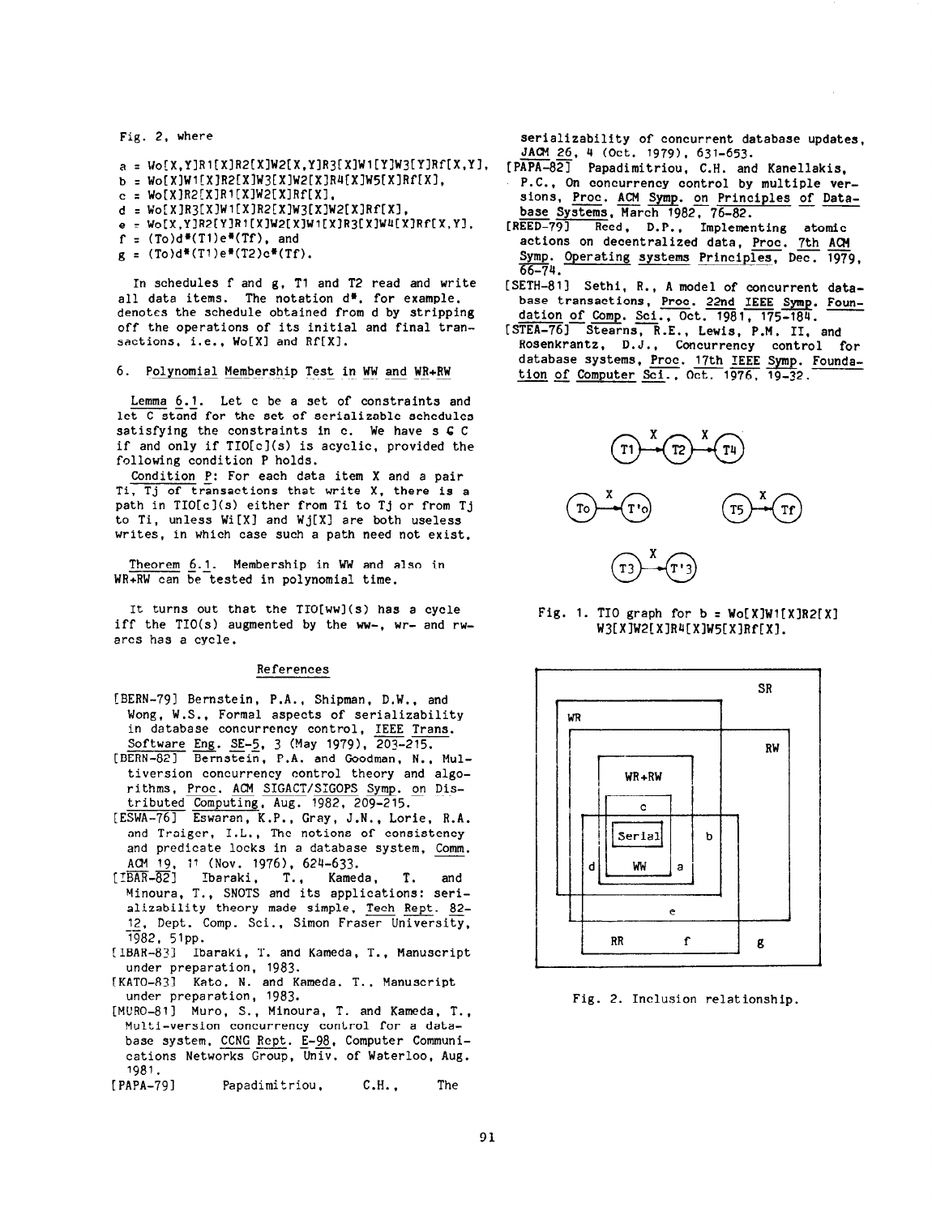Fig. 2, where

a = Wo[X,Y]R1[X]R2[X]W2[X,Y]R3[X]W1[Y]W3[Y]Rf[X,Y],
b = Wo[X]W1[X]R2[X]W3[X]W2[X]R4[X]W5[X]Rf[X],
c = Wo[X]R2[X]R1[X]W2[X]Rf[X],
d = Wo[X]R3[X]W1[X]R2[X]W3[X]W2[X]Rf[X],
e = Wo[X,Y]R2[Y]R1[X]W2[X]W1[X]R3[X]W4[X]Rf[X,Y],
f = (To)d*(T1)e*(Tf), and
g = (To)d*(T1)e*(T2)c*(Tf).

In schedules f and g, T1 and T2 read and write all data items. The notation d*, for example, denotes the schedule obtained from d by stripping off the operations of its initial and final transactions, i.e., Wo[X] and Rf[X].

## 6. Polynomial Membership Test in WW and WR+RW

Lemma 6.1. Let c be a set of constraints and let C stand for the set of serializable schedules satisfying the constraints in c. We have s ∈ C if and only if TIO[c](s) is acyclic, provided the following condition P holds.

Condition P: For each data item X and a pair Ti, Tj of transactions that write X, there is a path in TIO[c](s) either from Ti to Tj or from Tj to Ti, unless Wi[X] and Wj[X] are both useless writes, in which case such a path need not exist.

Theorem 6.1. Membership in WW and also in WR+RW can be tested in polynomial time.

It turns out that the TIO[ww](s) has a cycle iff the TIO(s) augmented by the ww-, wr- and rw-arcs has a cycle.

## References

[BERN-79] Bernstein, P.A., Shipman, D.W., and Wong, W.S., Formal aspects of serializability in database concurrency control, IEEE Trans. Software Eng. SE-5, 3 (May 1979), 203-215.

[BERN-82] Bernstein, P.A. and Goodman, N., Multiversion concurrency control theory and algorithms, Proc. ACM SIGACT/SIGOPS Symp. on Distributed Computing, Aug. 1982, 209-215.

[ESWA-76] Eswaran, K.P., Gray, J.N., Lorie, R.A. and Traiger, I.L., The notions of consistency and predicate locks in a database system, Comm. ACM 19, 11 (Nov. 1976), 624-633.

[IBAR-82] Ibaraki, T., Kameda, T. and Minoura, T., SNOTS and its applications: serializability theory made simple, Tech Rept. 82-12, Dept. Comp. Sci., Simon Fraser University, 1982, 51pp.

[IBAR-83] Ibaraki, T. and Kameda, T., Manuscript under preparation, 1983.

[KATO-83] Kato, N. and Kameda, T., Manuscript under preparation, 1983.

[MURO-81] Muro, S., Minoura, T. and Kameda, T., Multi-version concurrency control for a database system, CCNG Rept. E-98, Computer Communications Networks Group, Univ. of Waterloo, Aug. 1981.

[PAPA-79] Papadimitriou, C.H., The serializability of concurrent database updates, JACM 26, 4 (Oct. 1979), 631-653.

[PAPA-82] Papadimitriou, C.H. and Kanellakis, P.C., On concurrency control by multiple versions, Proc. ACM Symp. on Principles of Database Systems, March 1982, 76-82.

[REED-79] Reed, D.P., Implementing atomic actions on decentralized data, Proc. 7th ACM Symp. Operating systems Principles, Dec. 1979, 66-74.

[SETH-81] Sethi, R., A model of concurrent database transactions, Proc. 22nd IEEE Symp. Foundation of Comp. Sci., Oct. 1981, 175-184.

[STEA-76] Stearns, R.E., Lewis, P.M. II, and Rosenkrantz, D.J., Concurrency control for database systems, Proc. 17th IEEE Symp. Foundation of Computer Sci., Oct. 1976, 19-32.

T1
X
T2
X
T4
To
X
T'o
T5
X
Tf
T3
X
T'3

Fig. 1. TIO graph for b = Wo[X]W1[X]R2[X]W3[X]W2[X]R4[X]W5[X]Rf[X].

SR
WR
RW
WR+RW
c
Serial
b
d
WW
a
e
RR
f
g

Fig. 2. Inclusion relationship.